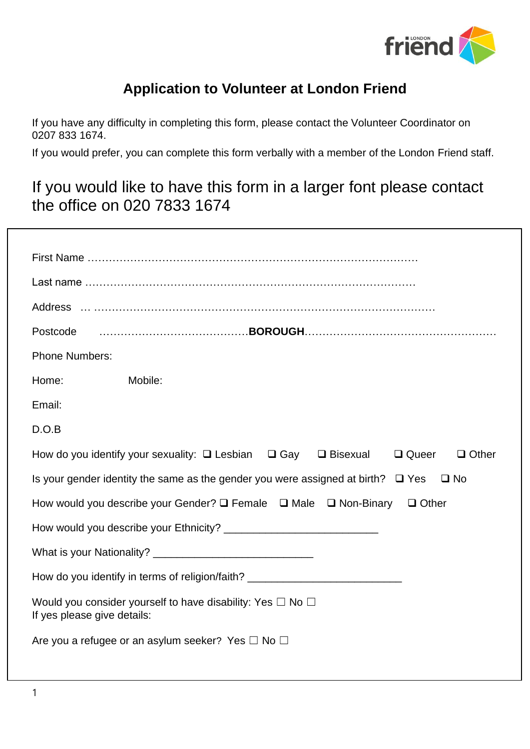# Application to Volunteer at London Friend

If you have any difficulty in completing this form, please contact the Volunteer Coordinator on 0207 833 1674.

If you would prefer, you can complete this form verbally with a member of the London Friend staff.

## If you would like to have this form in a larger font please contact the office on 020 7833 1674

First Name ……………………………………………………………………………………

Last name ……………………………………………………………………………………

Address … ……………………………………………………………………………………

Postcode ……………………………………**BOROUGH**………………………………………………

Phone Numbers:

Home: Mobile:

Email:

D.O.B

How do you identify your sexuality: ❑ Lesbian ❑ Gay ❑ Bisexual ❑ Queer ❑ Other

Is your gender identity the same as the gender you were assigned at birth? ❑ Yes ❑ No

How would you describe your Gender? ❑ Female ❑ Male ❑ Non-Binary ❑ Other

How would you describe your Ethnicity? ___________________________

What is your Nationality? ____________________________

How do you identify in terms of religion/faith? ___________________________

Would you consider yourself to have disability: Yes ☐ No ☐
If yes please give details:

Are you a refugee or an asylum seeker? Yes ☐ No ☐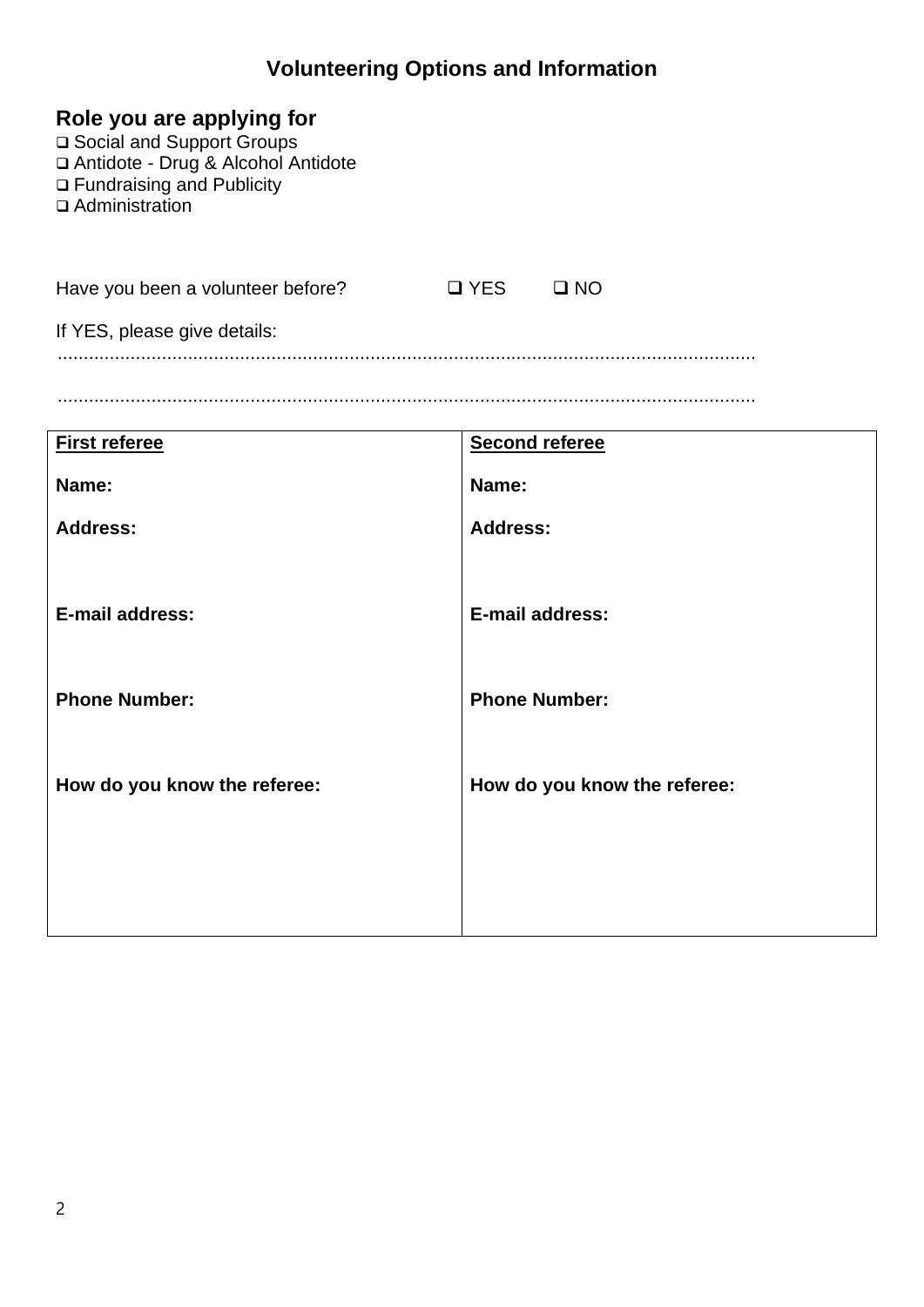# Volunteering Options and Information

## Role you are applying for

- ❑ Social and Support Groups
- ❑ Antidote - Drug & Alcohol Antidote
- ❑ Fundraising and Publicity
- ❑ Administration

Have you been a volunteer before? ❑ YES ❑ NO

If YES, please give details:

......................................................................................................................................

......................................................................................................................................

| **First referee** | **Second referee** |
|---|---|
| **Name:** | **Name:** |
| **Address:** | **Address:** |
| **E-mail address:** | **E-mail address:** |
| **Phone Number:** | **Phone Number:** |
| **How do you know the referee:** | **How do you know the referee:** |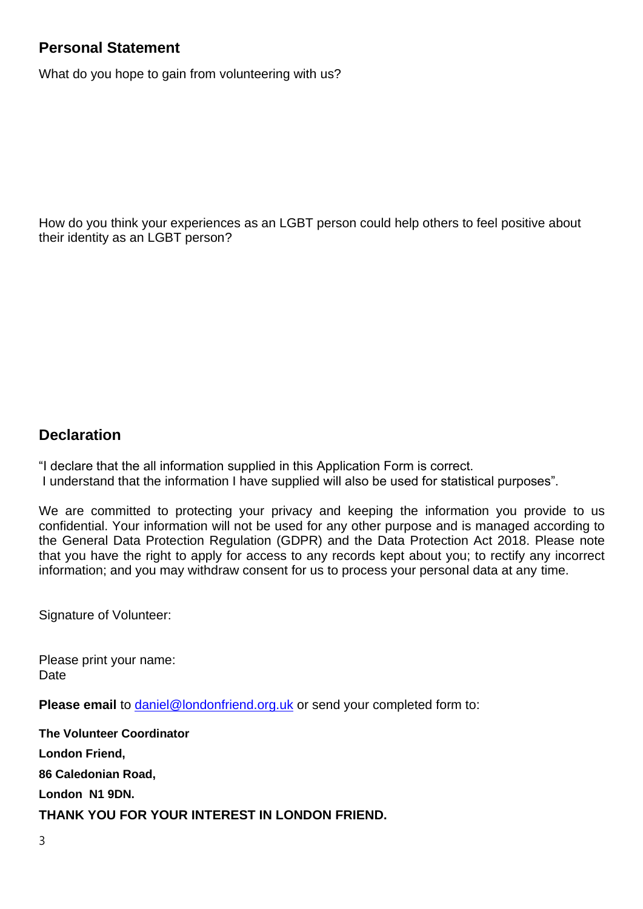## Personal Statement

What do you hope to gain from volunteering with us?

How do you think your experiences as an LGBT person could help others to feel positive about their identity as an LGBT person?

## Declaration

"I declare that the all information supplied in this Application Form is correct.
I understand that the information I have supplied will also be used for statistical purposes".

We are committed to protecting your privacy and keeping the information you provide to us confidential. Your information will not be used for any other purpose and is managed according to the General Data Protection Regulation (GDPR) and the Data Protection Act 2018. Please note that you have the right to apply for access to any records kept about you; to rectify any incorrect information; and you may withdraw consent for us to process your personal data at any time.

Signature of Volunteer:

Please print your name:
Date

**Please email** to daniel@londonfriend.org.uk or send your completed form to:

**The Volunteer Coordinator**

**London Friend,**

**86 Caledonian Road,**

**London N1 9DN.**

**THANK YOU FOR YOUR INTEREST IN LONDON FRIEND.**